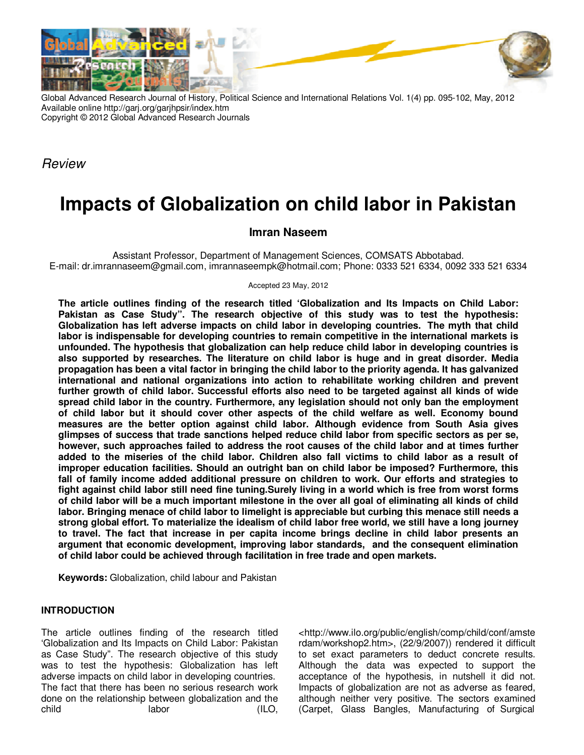Global Advanced Research Journal of History, Political Science and International Relations Vol. 1(4) pp. 095-102, May, 2012
Available online http://garj.org/garjhpsir/index.htm
Copyright © 2012 Global Advanced Research Journals

*Review*

# Impacts of Globalization on child labor in Pakistan

**Imran Naseem**

Assistant Professor, Department of Management Sciences, COMSATS Abbotabad.
E-mail: dr.imrannaseem@gmail.com, imrannaseempk@hotmail.com; Phone: 0333 521 6334, 0092 333 521 6334

Accepted 23 May, 2012

**The article outlines finding of the research titled 'Globalization and Its Impacts on Child Labor: Pakistan as Case Study". The research objective of this study was to test the hypothesis: Globalization has left adverse impacts on child labor in developing countries. The myth that child labor is indispensable for developing countries to remain competitive in the international markets is unfounded. The hypothesis that globalization can help reduce child labor in developing countries is also supported by researches. The literature on child labor is huge and in great disorder. Media propagation has been a vital factor in bringing the child labor to the priority agenda. It has galvanized international and national organizations into action to rehabilitate working children and prevent further growth of child labor. Successful efforts also need to be targeted against all kinds of wide spread child labor in the country. Furthermore, any legislation should not only ban the employment of child labor but it should cover other aspects of the child welfare as well. Economy bound measures are the better option against child labor. Although evidence from South Asia gives glimpses of success that trade sanctions helped reduce child labor from specific sectors as per se, however, such approaches failed to address the root causes of the child labor and at times further added to the miseries of the child labor. Children also fall victims to child labor as a result of improper education facilities. Should an outright ban on child labor be imposed? Furthermore, this fall of family income added additional pressure on children to work. Our efforts and strategies to fight against child labor still need fine tuning.Surely living in a world which is free from worst forms of child labor will be a much important milestone in the over all goal of eliminating all kinds of child labor. Bringing menace of child labor to limelight is appreciable but curbing this menace still needs a strong global effort. To materialize the idealism of child labor free world, we still have a long journey to travel. The fact that increase in per capita income brings decline in child labor presents an argument that economic development, improving labor standards, and the consequent elimination of child labor could be achieved through facilitation in free trade and open markets.**

**Keywords:** Globalization, child labour and Pakistan

## INTRODUCTION

The article outlines finding of the research titled 'Globalization and Its Impacts on Child Labor: Pakistan as Case Study". The research objective of this study was to test the hypothesis: Globalization has left adverse impacts on child labor in developing countries. The fact that there has been no serious research work done on the relationship between globalization and the child labor (ILO, <http://www.ilo.org/public/english/comp/child/conf/amsterdam/workshop2.htm>, (22/9/2007)) rendered it difficult to set exact parameters to deduct concrete results. Although the data was expected to support the acceptance of the hypothesis, in nutshell it did not. Impacts of globalization are not as adverse as feared, although neither very positive. The sectors examined (Carpet, Glass Bangles, Manufacturing of Surgical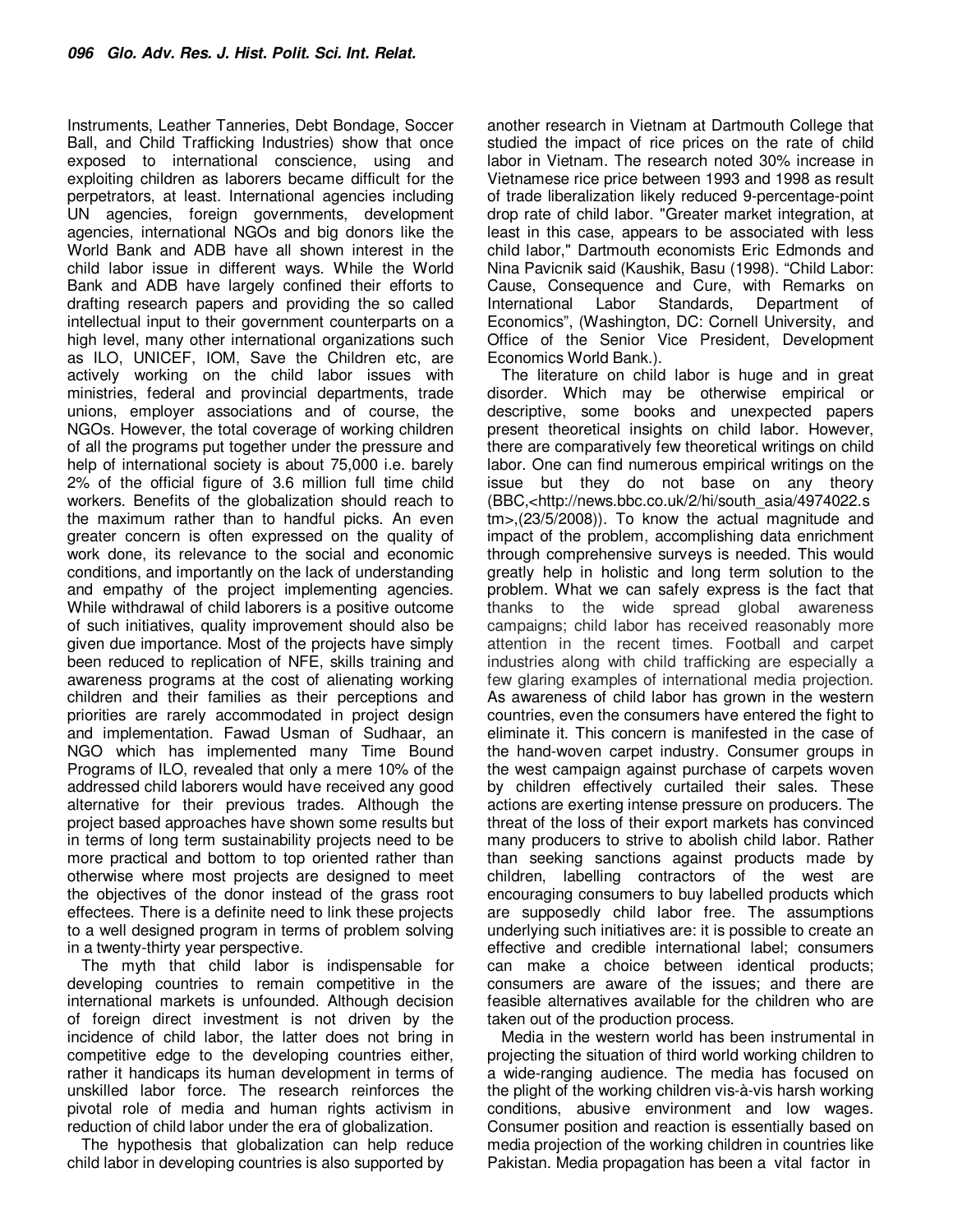Instruments, Leather Tanneries, Debt Bondage, Soccer Ball, and Child Trafficking Industries) show that once exposed to international conscience, using and exploiting children as laborers became difficult for the perpetrators, at least. International agencies including UN agencies, foreign governments, development agencies, international NGOs and big donors like the World Bank and ADB have all shown interest in the child labor issue in different ways. While the World Bank and ADB have largely confined their efforts to drafting research papers and providing the so called intellectual input to their government counterparts on a high level, many other international organizations such as ILO, UNICEF, IOM, Save the Children etc, are actively working on the child labor issues with ministries, federal and provincial departments, trade unions, employer associations and of course, the NGOs. However, the total coverage of working children of all the programs put together under the pressure and help of international society is about 75,000 i.e. barely 2% of the official figure of 3.6 million full time child workers. Benefits of the globalization should reach to the maximum rather than to handful picks. An even greater concern is often expressed on the quality of work done, its relevance to the social and economic conditions, and importantly on the lack of understanding and empathy of the project implementing agencies. While withdrawal of child laborers is a positive outcome of such initiatives, quality improvement should also be given due importance. Most of the projects have simply been reduced to replication of NFE, skills training and awareness programs at the cost of alienating working children and their families as their perceptions and priorities are rarely accommodated in project design and implementation. Fawad Usman of Sudhaar, an NGO which has implemented many Time Bound Programs of ILO, revealed that only a mere 10% of the addressed child laborers would have received any good alternative for their previous trades. Although the project based approaches have shown some results but in terms of long term sustainability projects need to be more practical and bottom to top oriented rather than otherwise where most projects are designed to meet the objectives of the donor instead of the grass root effectees. There is a definite need to link these projects to a well designed program in terms of problem solving in a twenty-thirty year perspective.

The myth that child labor is indispensable for developing countries to remain competitive in the international markets is unfounded. Although decision of foreign direct investment is not driven by the incidence of child labor, the latter does not bring in competitive edge to the developing countries either, rather it handicaps its human development in terms of unskilled labor force. The research reinforces the pivotal role of media and human rights activism in reduction of child labor under the era of globalization.

The hypothesis that globalization can help reduce child labor in developing countries is also supported by another research in Vietnam at Dartmouth College that studied the impact of rice prices on the rate of child labor in Vietnam. The research noted 30% increase in Vietnamese rice price between 1993 and 1998 as result of trade liberalization likely reduced 9-percentage-point drop rate of child labor. "Greater market integration, at least in this case, appears to be associated with less child labor," Dartmouth economists Eric Edmonds and Nina Pavicnik said (Kaushik, Basu (1998). "Child Labor: Cause, Consequence and Cure, with Remarks on International Labor Standards, Department of Economics", (Washington, DC: Cornell University, and Office of the Senior Vice President, Development Economics World Bank.).

The literature on child labor is huge and in great disorder. Which may be otherwise empirical or descriptive, some books and unexpected papers present theoretical insights on child labor. However, there are comparatively few theoretical writings on child labor. One can find numerous empirical writings on the issue but they do not base on any theory (BBC,<http://news.bbc.co.uk/2/hi/south_asia/4974022.stm>,(23/5/2008)). To know the actual magnitude and impact of the problem, accomplishing data enrichment through comprehensive surveys is needed. This would greatly help in holistic and long term solution to the problem. What we can safely express is the fact that thanks to the wide spread global awareness campaigns; child labor has received reasonably more attention in the recent times. Football and carpet industries along with child trafficking are especially a few glaring examples of international media projection. As awareness of child labor has grown in the western countries, even the consumers have entered the fight to eliminate it. This concern is manifested in the case of the hand-woven carpet industry. Consumer groups in the west campaign against purchase of carpets woven by children effectively curtailed their sales. These actions are exerting intense pressure on producers. The threat of the loss of their export markets has convinced many producers to strive to abolish child labor. Rather than seeking sanctions against products made by children, labelling contractors of the west are encouraging consumers to buy labelled products which are supposedly child labor free. The assumptions underlying such initiatives are: it is possible to create an effective and credible international label; consumers can make a choice between identical products; consumers are aware of the issues; and there are feasible alternatives available for the children who are taken out of the production process.

Media in the western world has been instrumental in projecting the situation of third world working children to a wide-ranging audience. The media has focused on the plight of the working children vis-à-vis harsh working conditions, abusive environment and low wages. Consumer position and reaction is essentially based on media projection of the working children in countries like Pakistan. Media propagation has been a vital factor in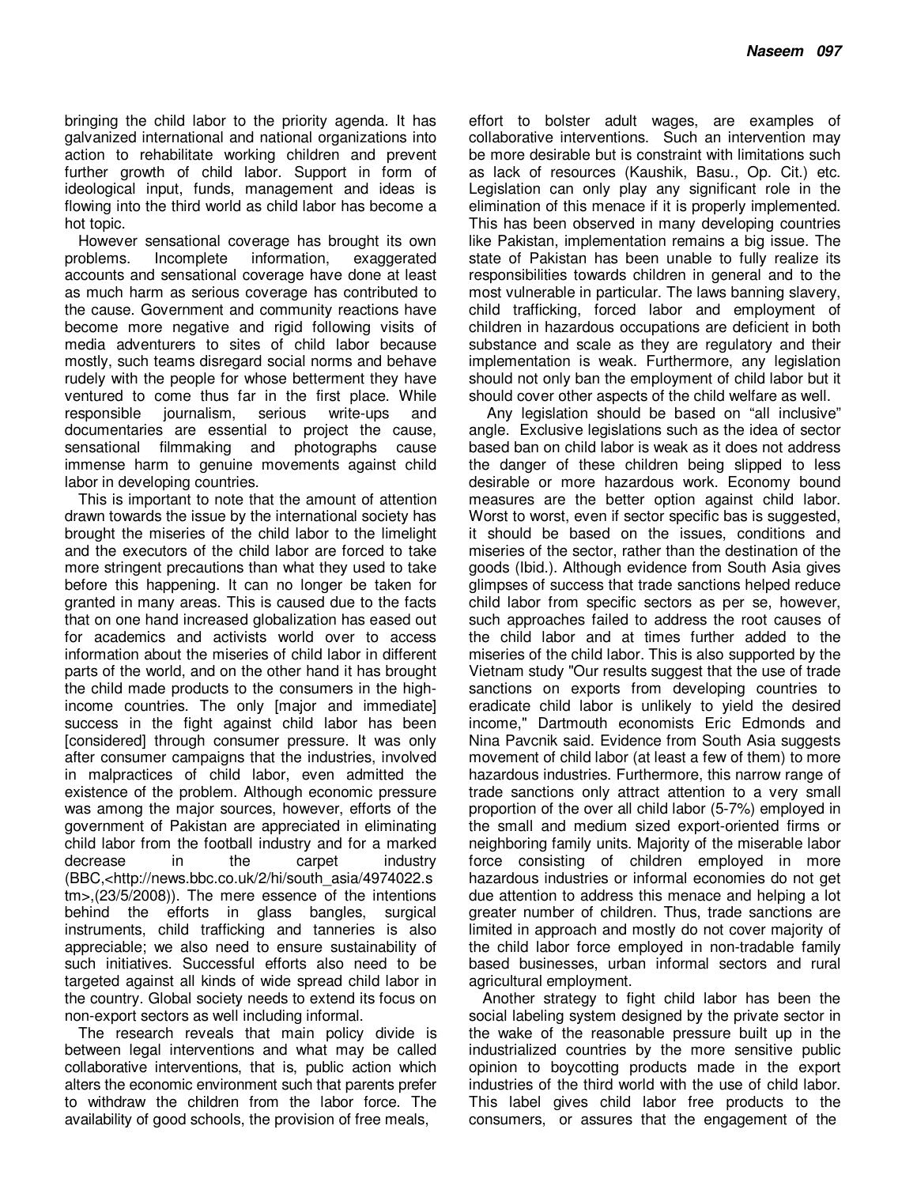bringing the child labor to the priority agenda. It has galvanized international and national organizations into action to rehabilitate working children and prevent further growth of child labor. Support in form of ideological input, funds, management and ideas is flowing into the third world as child labor has become a hot topic.

However sensational coverage has brought its own problems. Incomplete information, exaggerated accounts and sensational coverage have done at least as much harm as serious coverage has contributed to the cause. Government and community reactions have become more negative and rigid following visits of media adventurers to sites of child labor because mostly, such teams disregard social norms and behave rudely with the people for whose betterment they have ventured to come thus far in the first place. While responsible journalism, serious write-ups and documentaries are essential to project the cause, sensational filmmaking and photographs cause immense harm to genuine movements against child labor in developing countries.

This is important to note that the amount of attention drawn towards the issue by the international society has brought the miseries of the child labor to the limelight and the executors of the child labor are forced to take more stringent precautions than what they used to take before this happening. It can no longer be taken for granted in many areas. This is caused due to the facts that on one hand increased globalization has eased out for academics and activists world over to access information about the miseries of child labor in different parts of the world, and on the other hand it has brought the child made products to the consumers in the high-income countries. The only [major and immediate] success in the fight against child labor has been [considered] through consumer pressure. It was only after consumer campaigns that the industries, involved in malpractices of child labor, even admitted the existence of the problem. Although economic pressure was among the major sources, however, efforts of the government of Pakistan are appreciated in eliminating child labor from the football industry and for a marked decrease in the carpet industry (BBC,<http://news.bbc.co.uk/2/hi/south_asia/4974022.stm>,(23/5/2008)). The mere essence of the intentions behind the efforts in glass bangles, surgical instruments, child trafficking and tanneries is also appreciable; we also need to ensure sustainability of such initiatives. Successful efforts also need to be targeted against all kinds of wide spread child labor in the country. Global society needs to extend its focus on non-export sectors as well including informal.

The research reveals that main policy divide is between legal interventions and what may be called collaborative interventions, that is, public action which alters the economic environment such that parents prefer to withdraw the children from the labor force. The availability of good schools, the provision of free meals, effort to bolster adult wages, are examples of collaborative interventions. Such an intervention may be more desirable but is constraint with limitations such as lack of resources (Kaushik, Basu., Op. Cit.) etc. Legislation can only play any significant role in the elimination of this menace if it is properly implemented. This has been observed in many developing countries like Pakistan, implementation remains a big issue. The state of Pakistan has been unable to fully realize its responsibilities towards children in general and to the most vulnerable in particular. The laws banning slavery, child trafficking, forced labor and employment of children in hazardous occupations are deficient in both substance and scale as they are regulatory and their implementation is weak. Furthermore, any legislation should not only ban the employment of child labor but it should cover other aspects of the child welfare as well.

Any legislation should be based on "all inclusive" angle. Exclusive legislations such as the idea of sector based ban on child labor is weak as it does not address the danger of these children being slipped to less desirable or more hazardous work. Economy bound measures are the better option against child labor. Worst to worst, even if sector specific bas is suggested, it should be based on the issues, conditions and miseries of the sector, rather than the destination of the goods (Ibid.). Although evidence from South Asia gives glimpses of success that trade sanctions helped reduce child labor from specific sectors as per se, however, such approaches failed to address the root causes of the child labor and at times further added to the miseries of the child labor. This is also supported by the Vietnam study "Our results suggest that the use of trade sanctions on exports from developing countries to eradicate child labor is unlikely to yield the desired income," Dartmouth economists Eric Edmonds and Nina Pavcnik said. Evidence from South Asia suggests movement of child labor (at least a few of them) to more hazardous industries. Furthermore, this narrow range of trade sanctions only attract attention to a very small proportion of the over all child labor (5-7%) employed in the small and medium sized export-oriented firms or neighboring family units. Majority of the miserable labor force consisting of children employed in more hazardous industries or informal economies do not get due attention to address this menace and helping a lot greater number of children. Thus, trade sanctions are limited in approach and mostly do not cover majority of the child labor force employed in non-tradable family based businesses, urban informal sectors and rural agricultural employment.

Another strategy to fight child labor has been the social labeling system designed by the private sector in the wake of the reasonable pressure built up in the industrialized countries by the more sensitive public opinion to boycotting products made in the export industries of the third world with the use of child labor. This label gives child labor free products to the consumers, or assures that the engagement of the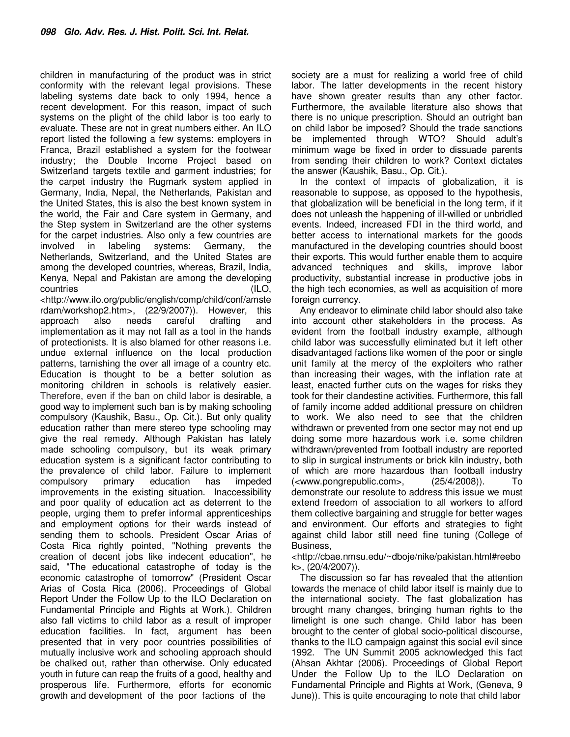children in manufacturing of the product was in strict conformity with the relevant legal provisions. These labeling systems date back to only 1994, hence a recent development. For this reason, impact of such systems on the plight of the child labor is too early to evaluate. These are not in great numbers either. An ILO report listed the following a few systems: employers in Franca, Brazil established a system for the footwear industry; the Double Income Project based on Switzerland targets textile and garment industries; for the carpet industry the Rugmark system applied in Germany, India, Nepal, the Netherlands, Pakistan and the United States, this is also the best known system in the world, the Fair and Care system in Germany, and the Step system in Switzerland are the other systems for the carpet industries. Also only a few countries are involved in labeling systems: Germany, the Netherlands, Switzerland, and the United States are among the developed countries, whereas, Brazil, India, Kenya, Nepal and Pakistan are among the developing countries (ILO, <http://www.ilo.org/public/english/comp/child/conf/amsterdam/workshop2.htm>, (22/9/2007)). However, this approach also needs careful drafting and implementation as it may not fall as a tool in the hands of protectionists. It is also blamed for other reasons i.e. undue external influence on the local production patterns, tarnishing the over all image of a country etc. Education is thought to be a better solution as monitoring children in schools is relatively easier. Therefore, even if the ban on child labor is desirable, a good way to implement such ban is by making schooling compulsory (Kaushik, Basu., Op. Cit.). But only quality education rather than mere stereo type schooling may give the real remedy. Although Pakistan has lately made schooling compulsory, but its weak primary education system is a significant factor contributing to the prevalence of child labor. Failure to implement compulsory primary education has impeded improvements in the existing situation. Inaccessibility and poor quality of education act as deterrent to the people, urging them to prefer informal apprenticeships and employment options for their wards instead of sending them to schools. President Oscar Arias of Costa Rica rightly pointed, "Nothing prevents the creation of decent jobs like indecent education", he said, "The educational catastrophe of today is the economic catastrophe of tomorrow" (President Oscar Arias of Costa Rica (2006). Proceedings of Global Report Under the Follow Up to the ILO Declaration on Fundamental Principle and Rights at Work.). Children also fall victims to child labor as a result of improper education facilities. In fact, argument has been presented that in very poor countries possibilities of mutually inclusive work and schooling approach should be chalked out, rather than otherwise. Only educated youth in future can reap the fruits of a good, healthy and prosperous life. Furthermore, efforts for economic growth and development of the poor factions of the society are a must for realizing a world free of child labor. The latter developments in the recent history have shown greater results than any other factor. Furthermore, the available literature also shows that there is no unique prescription. Should an outright ban on child labor be imposed? Should the trade sanctions be implemented through WTO? Should adult's minimum wage be fixed in order to dissuade parents from sending their children to work? Context dictates the answer (Kaushik, Basu., Op. Cit.).

In the context of impacts of globalization, it is reasonable to suppose, as opposed to the hypothesis, that globalization will be beneficial in the long term, if it does not unleash the happening of ill-willed or unbridled events. Indeed, increased FDI in the third world, and better access to international markets for the goods manufactured in the developing countries should boost their exports. This would further enable them to acquire advanced techniques and skills, improve labor productivity, substantial increase in productive jobs in the high tech economies, as well as acquisition of more foreign currency.

Any endeavor to eliminate child labor should also take into account other stakeholders in the process. As evident from the football industry example, although child labor was successfully eliminated but it left other disadvantaged factions like women of the poor or single unit family at the mercy of the exploiters who rather than increasing their wages, with the inflation rate at least, enacted further cuts on the wages for risks they took for their clandestine activities. Furthermore, this fall of family income added additional pressure on children to work. We also need to see that the children withdrawn or prevented from one sector may not end up doing some more hazardous work i.e. some children withdrawn/prevented from football industry are reported to slip in surgical instruments or brick kiln industry, both of which are more hazardous than football industry (<www.pongrepublic.com>, (25/4/2008)). To demonstrate our resolute to address this issue we must extend freedom of association to all workers to afford them collective bargaining and struggle for better wages and environment. Our efforts and strategies to fight against child labor still need fine tuning (College of Business, <http://cbae.nmsu.edu/~dboje/nike/pakistan.html#reebok>, (20/4/2007)).

The discussion so far has revealed that the attention towards the menace of child labor itself is mainly due to the international society. The fast globalization has brought many changes, bringing human rights to the limelight is one such change. Child labor has been brought to the center of global socio-political discourse, thanks to the ILO campaign against this social evil since 1992. The UN Summit 2005 acknowledged this fact (Ahsan Akhtar (2006). Proceedings of Global Report Under the Follow Up to the ILO Declaration on Fundamental Principle and Rights at Work, (Geneva, 9 June)). This is quite encouraging to note that child labor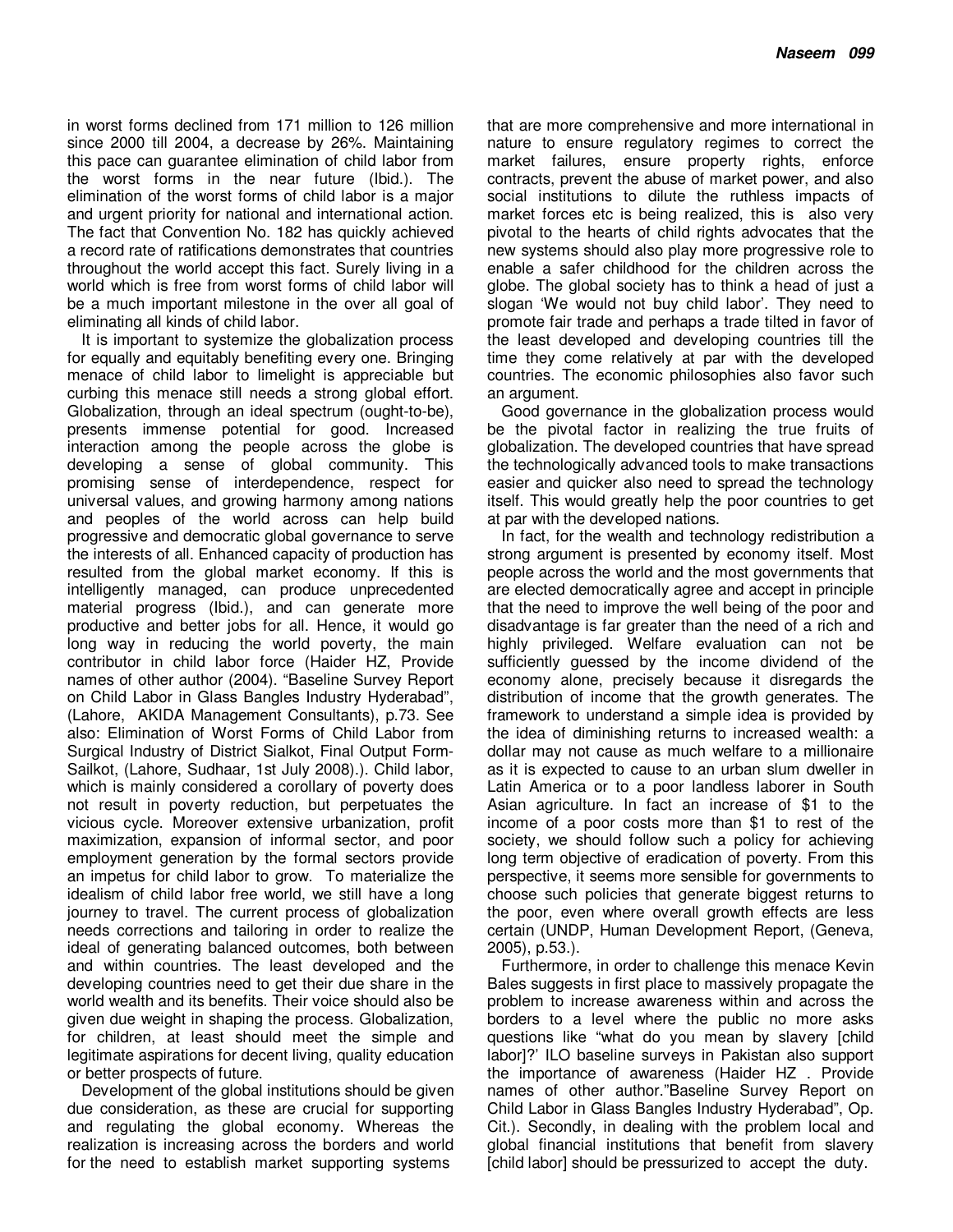in worst forms declined from 171 million to 126 million since 2000 till 2004, a decrease by 26%. Maintaining this pace can guarantee elimination of child labor from the worst forms in the near future (Ibid.). The elimination of the worst forms of child labor is a major and urgent priority for national and international action. The fact that Convention No. 182 has quickly achieved a record rate of ratifications demonstrates that countries throughout the world accept this fact. Surely living in a world which is free from worst forms of child labor will be a much important milestone in the over all goal of eliminating all kinds of child labor.

It is important to systemize the globalization process for equally and equitably benefiting every one. Bringing menace of child labor to limelight is appreciable but curbing this menace still needs a strong global effort. Globalization, through an ideal spectrum (ought-to-be), presents immense potential for good. Increased interaction among the people across the globe is developing a sense of global community. This promising sense of interdependence, respect for universal values, and growing harmony among nations and peoples of the world across can help build progressive and democratic global governance to serve the interests of all. Enhanced capacity of production has resulted from the global market economy. If this is intelligently managed, can produce unprecedented material progress (Ibid.), and can generate more productive and better jobs for all. Hence, it would go long way in reducing the world poverty, the main contributor in child labor force (Haider HZ, Provide names of other author (2004). "Baseline Survey Report on Child Labor in Glass Bangles Industry Hyderabad", (Lahore, AKIDA Management Consultants), p.73. See also: Elimination of Worst Forms of Child Labor from Surgical Industry of District Sialkot, Final Output Form-Sailkot, (Lahore, Sudhaar, 1st July 2008).). Child labor, which is mainly considered a corollary of poverty does not result in poverty reduction, but perpetuates the vicious cycle. Moreover extensive urbanization, profit maximization, expansion of informal sector, and poor employment generation by the formal sectors provide an impetus for child labor to grow. To materialize the idealism of child labor free world, we still have a long journey to travel. The current process of globalization needs corrections and tailoring in order to realize the ideal of generating balanced outcomes, both between and within countries. The least developed and the developing countries need to get their due share in the world wealth and its benefits. Their voice should also be given due weight in shaping the process. Globalization, for children, at least should meet the simple and legitimate aspirations for decent living, quality education or better prospects of future.

Development of the global institutions should be given due consideration, as these are crucial for supporting and regulating the global economy. Whereas the realization is increasing across the borders and world for the need to establish market supporting systems that are more comprehensive and more international in nature to ensure regulatory regimes to correct the market failures, ensure property rights, enforce contracts, prevent the abuse of market power, and also social institutions to dilute the ruthless impacts of market forces etc is being realized, this is also very pivotal to the hearts of child rights advocates that the new systems should also play more progressive role to enable a safer childhood for the children across the globe. The global society has to think a head of just a slogan 'We would not buy child labor'. They need to promote fair trade and perhaps a trade tilted in favor of the least developed and developing countries till the time they come relatively at par with the developed countries. The economic philosophies also favor such an argument.

Good governance in the globalization process would be the pivotal factor in realizing the true fruits of globalization. The developed countries that have spread the technologically advanced tools to make transactions easier and quicker also need to spread the technology itself. This would greatly help the poor countries to get at par with the developed nations.

In fact, for the wealth and technology redistribution a strong argument is presented by economy itself. Most people across the world and the most governments that are elected democratically agree and accept in principle that the need to improve the well being of the poor and disadvantage is far greater than the need of a rich and highly privileged. Welfare evaluation can not be sufficiently guessed by the income dividend of the economy alone, precisely because it disregards the distribution of income that the growth generates. The framework to understand a simple idea is provided by the idea of diminishing returns to increased wealth: a dollar may not cause as much welfare to a millionaire as it is expected to cause to an urban slum dweller in Latin America or to a poor landless laborer in South Asian agriculture. In fact an increase of $1 to the income of a poor costs more than $1 to rest of the society, we should follow such a policy for achieving long term objective of eradication of poverty. From this perspective, it seems more sensible for governments to choose such policies that generate biggest returns to the poor, even where overall growth effects are less certain (UNDP, Human Development Report, (Geneva, 2005), p.53.).

Furthermore, in order to challenge this menace Kevin Bales suggests in first place to massively propagate the problem to increase awareness within and across the borders to a level where the public no more asks questions like "what do you mean by slavery [child labor]?' ILO baseline surveys in Pakistan also support the importance of awareness (Haider HZ . Provide names of other author."Baseline Survey Report on Child Labor in Glass Bangles Industry Hyderabad", Op. Cit.). Secondly, in dealing with the problem local and global financial institutions that benefit from slavery [child labor] should be pressurized to accept the duty.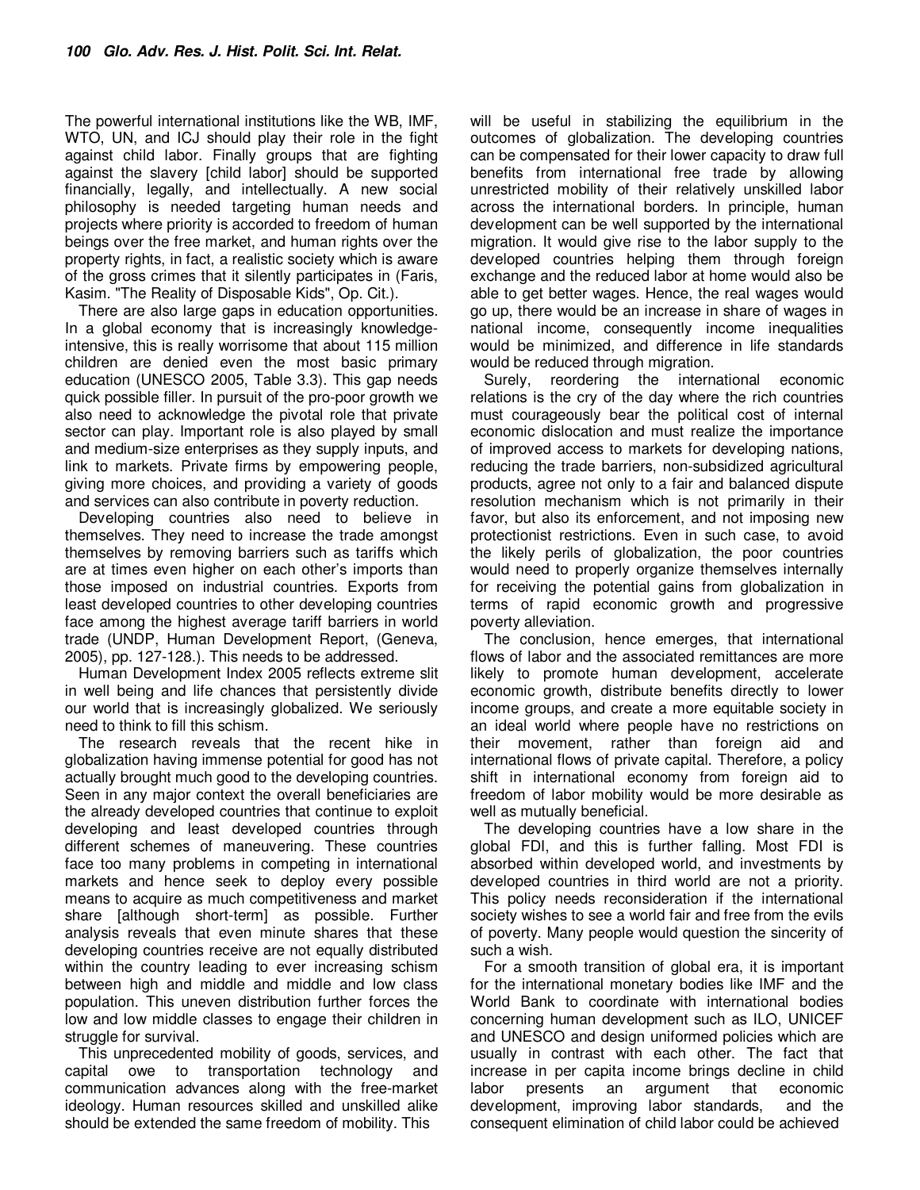The powerful international institutions like the WB, IMF, WTO, UN, and ICJ should play their role in the fight against child labor. Finally groups that are fighting against the slavery [child labor] should be supported financially, legally, and intellectually. A new social philosophy is needed targeting human needs and projects where priority is accorded to freedom of human beings over the free market, and human rights over the property rights, in fact, a realistic society which is aware of the gross crimes that it silently participates in (Faris, Kasim. "The Reality of Disposable Kids", Op. Cit.).

There are also large gaps in education opportunities. In a global economy that is increasingly knowledge-intensive, this is really worrisome that about 115 million children are denied even the most basic primary education (UNESCO 2005, Table 3.3). This gap needs quick possible filler. In pursuit of the pro-poor growth we also need to acknowledge the pivotal role that private sector can play. Important role is also played by small and medium-size enterprises as they supply inputs, and link to markets. Private firms by empowering people, giving more choices, and providing a variety of goods and services can also contribute in poverty reduction.

Developing countries also need to believe in themselves. They need to increase the trade amongst themselves by removing barriers such as tariffs which are at times even higher on each other's imports than those imposed on industrial countries. Exports from least developed countries to other developing countries face among the highest average tariff barriers in world trade (UNDP, Human Development Report, (Geneva, 2005), pp. 127-128.). This needs to be addressed.

Human Development Index 2005 reflects extreme slit in well being and life chances that persistently divide our world that is increasingly globalized. We seriously need to think to fill this schism.

The research reveals that the recent hike in globalization having immense potential for good has not actually brought much good to the developing countries. Seen in any major context the overall beneficiaries are the already developed countries that continue to exploit developing and least developed countries through different schemes of maneuvering. These countries face too many problems in competing in international markets and hence seek to deploy every possible means to acquire as much competitiveness and market share [although short-term] as possible. Further analysis reveals that even minute shares that these developing countries receive are not equally distributed within the country leading to ever increasing schism between high and middle and middle and low class population. This uneven distribution further forces the low and low middle classes to engage their children in struggle for survival.

This unprecedented mobility of goods, services, and capital owe to transportation technology and communication advances along with the free-market ideology. Human resources skilled and unskilled alike should be extended the same freedom of mobility. This will be useful in stabilizing the equilibrium in the outcomes of globalization. The developing countries can be compensated for their lower capacity to draw full benefits from international free trade by allowing unrestricted mobility of their relatively unskilled labor across the international borders. In principle, human development can be well supported by the international migration. It would give rise to the labor supply to the developed countries helping them through foreign exchange and the reduced labor at home would also be able to get better wages. Hence, the real wages would go up, there would be an increase in share of wages in national income, consequently income inequalities would be minimized, and difference in life standards would be reduced through migration.

Surely, reordering the international economic relations is the cry of the day where the rich countries must courageously bear the political cost of internal economic dislocation and must realize the importance of improved access to markets for developing nations, reducing the trade barriers, non-subsidized agricultural products, agree not only to a fair and balanced dispute resolution mechanism which is not primarily in their favor, but also its enforcement, and not imposing new protectionist restrictions. Even in such case, to avoid the likely perils of globalization, the poor countries would need to properly organize themselves internally for receiving the potential gains from globalization in terms of rapid economic growth and progressive poverty alleviation.

The conclusion, hence emerges, that international flows of labor and the associated remittances are more likely to promote human development, accelerate economic growth, distribute benefits directly to lower income groups, and create a more equitable society in an ideal world where people have no restrictions on their movement, rather than foreign aid and international flows of private capital. Therefore, a policy shift in international economy from foreign aid to freedom of labor mobility would be more desirable as well as mutually beneficial.

The developing countries have a low share in the global FDI, and this is further falling. Most FDI is absorbed within developed world, and investments by developed countries in third world are not a priority. This policy needs reconsideration if the international society wishes to see a world fair and free from the evils of poverty. Many people would question the sincerity of such a wish.

For a smooth transition of global era, it is important for the international monetary bodies like IMF and the World Bank to coordinate with international bodies concerning human development such as ILO, UNICEF and UNESCO and design uniformed policies which are usually in contrast with each other. The fact that increase in per capita income brings decline in child labor presents an argument that economic development, improving labor standards, and the consequent elimination of child labor could be achieved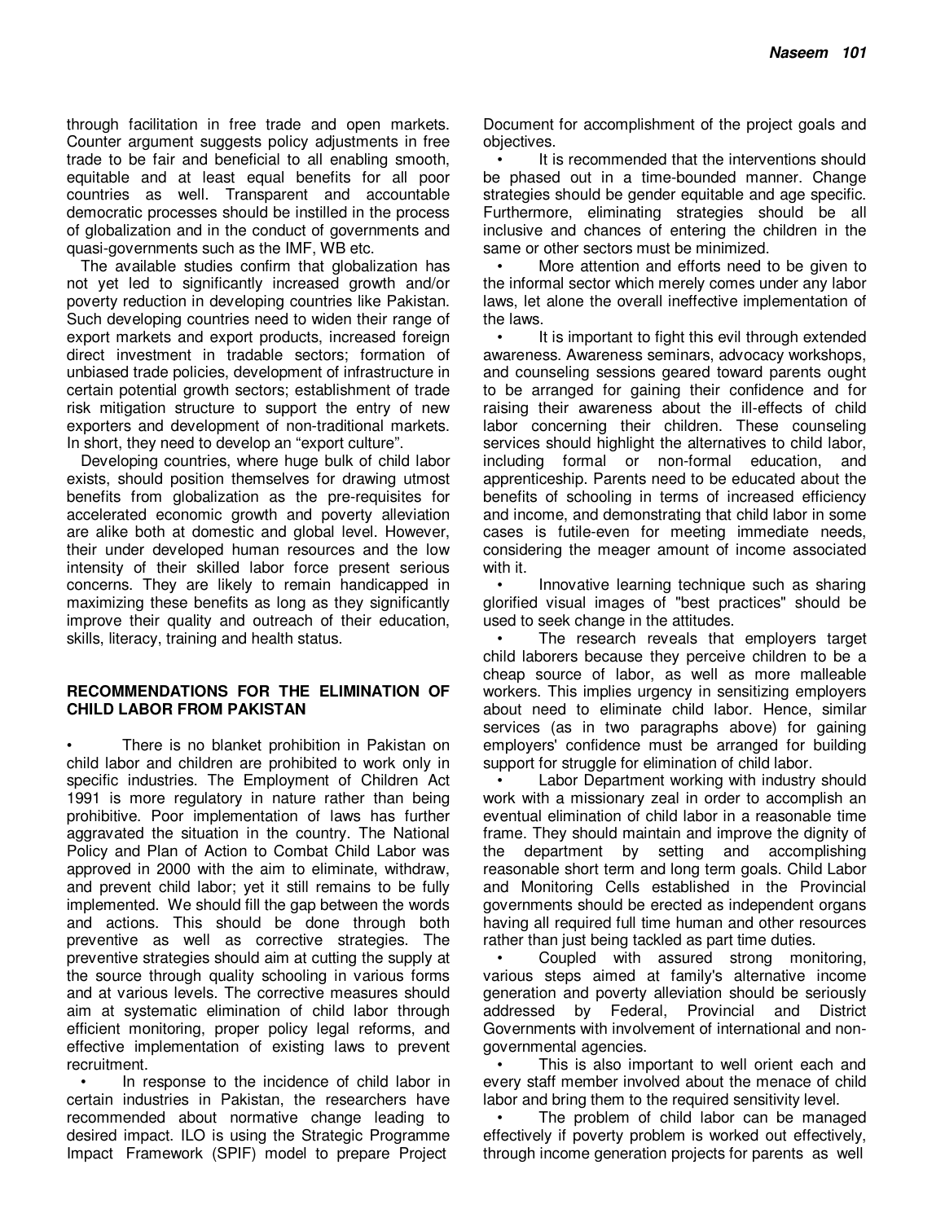through facilitation in free trade and open markets. Counter argument suggests policy adjustments in free trade to be fair and beneficial to all enabling smooth, equitable and at least equal benefits for all poor countries as well. Transparent and accountable democratic processes should be instilled in the process of globalization and in the conduct of governments and quasi-governments such as the IMF, WB etc.

The available studies confirm that globalization has not yet led to significantly increased growth and/or poverty reduction in developing countries like Pakistan. Such developing countries need to widen their range of export markets and export products, increased foreign direct investment in tradable sectors; formation of unbiased trade policies, development of infrastructure in certain potential growth sectors; establishment of trade risk mitigation structure to support the entry of new exporters and development of non-traditional markets. In short, they need to develop an "export culture".

Developing countries, where huge bulk of child labor exists, should position themselves for drawing utmost benefits from globalization as the pre-requisites for accelerated economic growth and poverty alleviation are alike both at domestic and global level. However, their under developed human resources and the low intensity of their skilled labor force present serious concerns. They are likely to remain handicapped in maximizing these benefits as long as they significantly improve their quality and outreach of their education, skills, literacy, training and health status.

## RECOMMENDATIONS FOR THE ELIMINATION OF CHILD LABOR FROM PAKISTAN

- There is no blanket prohibition in Pakistan on child labor and children are prohibited to work only in specific industries. The Employment of Children Act 1991 is more regulatory in nature rather than being prohibitive. Poor implementation of laws has further aggravated the situation in the country. The National Policy and Plan of Action to Combat Child Labor was approved in 2000 with the aim to eliminate, withdraw, and prevent child labor; yet it still remains to be fully implemented. We should fill the gap between the words and actions. This should be done through both preventive as well as corrective strategies. The preventive strategies should aim at cutting the supply at the source through quality schooling in various forms and at various levels. The corrective measures should aim at systematic elimination of child labor through efficient monitoring, proper policy legal reforms, and effective implementation of existing laws to prevent recruitment.
- In response to the incidence of child labor in certain industries in Pakistan, the researchers have recommended about normative change leading to desired impact. ILO is using the Strategic Programme Impact Framework (SPIF) model to prepare Project Document for accomplishment of the project goals and objectives.
- It is recommended that the interventions should be phased out in a time-bounded manner. Change strategies should be gender equitable and age specific. Furthermore, eliminating strategies should be all inclusive and chances of entering the children in the same or other sectors must be minimized.
- More attention and efforts need to be given to the informal sector which merely comes under any labor laws, let alone the overall ineffective implementation of the laws.
- It is important to fight this evil through extended awareness. Awareness seminars, advocacy workshops, and counseling sessions geared toward parents ought to be arranged for gaining their confidence and for raising their awareness about the ill-effects of child labor concerning their children. These counseling services should highlight the alternatives to child labor, including formal or non-formal education, and apprenticeship. Parents need to be educated about the benefits of schooling in terms of increased efficiency and income, and demonstrating that child labor in some cases is futile-even for meeting immediate needs, considering the meager amount of income associated with it.
- Innovative learning technique such as sharing glorified visual images of "best practices" should be used to seek change in the attitudes.
- The research reveals that employers target child laborers because they perceive children to be a cheap source of labor, as well as more malleable workers. This implies urgency in sensitizing employers about need to eliminate child labor. Hence, similar services (as in two paragraphs above) for gaining employers' confidence must be arranged for building support for struggle for elimination of child labor.
- Labor Department working with industry should work with a missionary zeal in order to accomplish an eventual elimination of child labor in a reasonable time frame. They should maintain and improve the dignity of the department by setting and accomplishing reasonable short term and long term goals. Child Labor and Monitoring Cells established in the Provincial governments should be erected as independent organs having all required full time human and other resources rather than just being tackled as part time duties.
- Coupled with assured strong monitoring, various steps aimed at family's alternative income generation and poverty alleviation should be seriously addressed by Federal, Provincial and District Governments with involvement of international and non-governmental agencies.
- This is also important to well orient each and every staff member involved about the menace of child labor and bring them to the required sensitivity level.
- The problem of child labor can be managed effectively if poverty problem is worked out effectively, through income generation projects for parents as well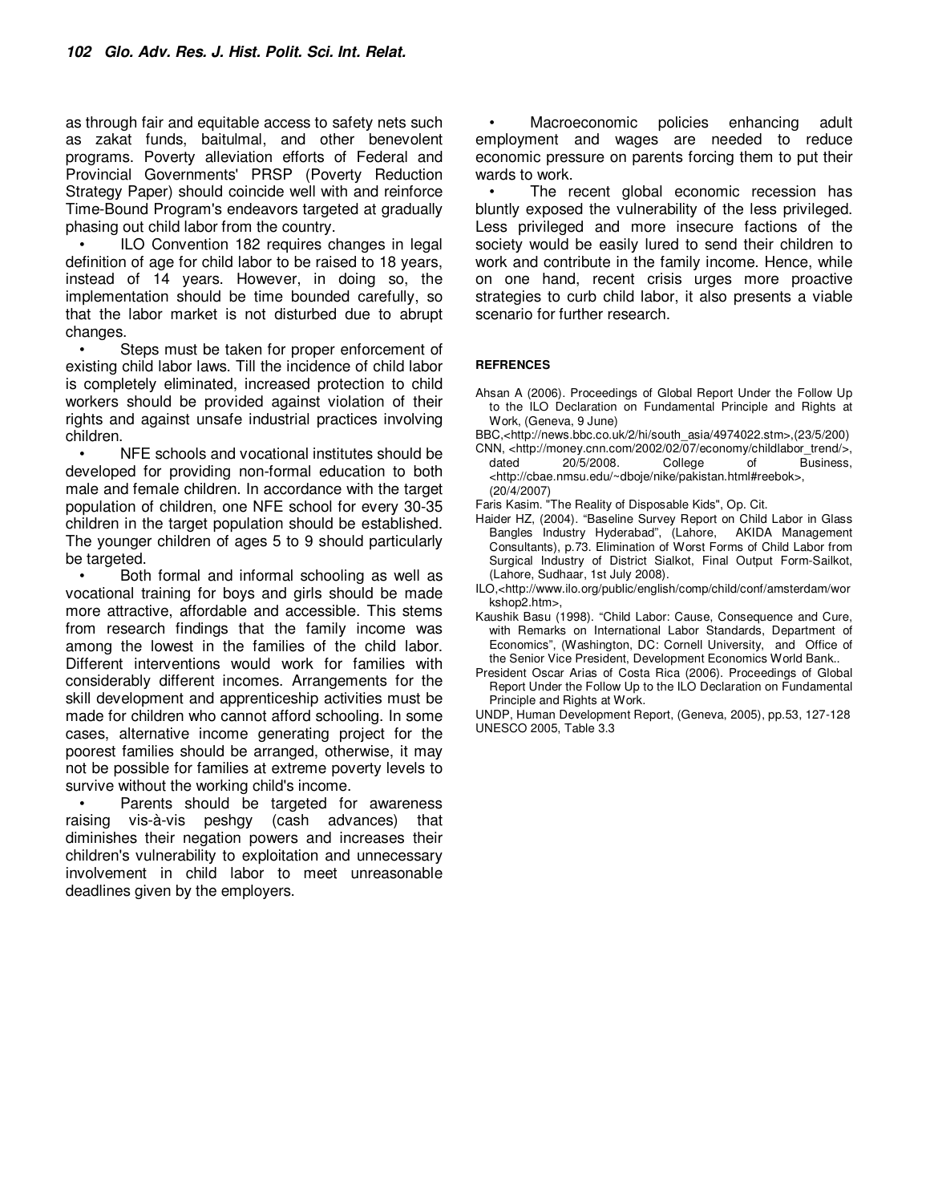as through fair and equitable access to safety nets such as zakat funds, baitulmal, and other benevolent programs. Poverty alleviation efforts of Federal and Provincial Governments' PRSP (Poverty Reduction Strategy Paper) should coincide well with and reinforce Time-Bound Program's endeavors targeted at gradually phasing out child labor from the country.

- ILO Convention 182 requires changes in legal definition of age for child labor to be raised to 18 years, instead of 14 years. However, in doing so, the implementation should be time bounded carefully, so that the labor market is not disturbed due to abrupt changes.
- Steps must be taken for proper enforcement of existing child labor laws. Till the incidence of child labor is completely eliminated, increased protection to child workers should be provided against violation of their rights and against unsafe industrial practices involving children.
- NFE schools and vocational institutes should be developed for providing non-formal education to both male and female children. In accordance with the target population of children, one NFE school for every 30-35 children in the target population should be established. The younger children of ages 5 to 9 should particularly be targeted.
- Both formal and informal schooling as well as vocational training for boys and girls should be made more attractive, affordable and accessible. This stems from research findings that the family income was among the lowest in the families of the child labor. Different interventions would work for families with considerably different incomes. Arrangements for the skill development and apprenticeship activities must be made for children who cannot afford schooling. In some cases, alternative income generating project for the poorest families should be arranged, otherwise, it may not be possible for families at extreme poverty levels to survive without the working child's income.
- Parents should be targeted for awareness raising vis-à-vis peshgy (cash advances) that diminishes their negation powers and increases their children's vulnerability to exploitation and unnecessary involvement in child labor to meet unreasonable deadlines given by the employers.
- Macroeconomic policies enhancing adult employment and wages are needed to reduce economic pressure on parents forcing them to put their wards to work.
- The recent global economic recession has bluntly exposed the vulnerability of the less privileged. Less privileged and more insecure factions of the society would be easily lured to send their children to work and contribute in the family income. Hence, while on one hand, recent crisis urges more proactive strategies to curb child labor, it also presents a viable scenario for further research.

#### REFRENCES

Ahsan A (2006). Proceedings of Global Report Under the Follow Up to the ILO Declaration on Fundamental Principle and Rights at Work, (Geneva, 9 June)

BBC,<http://news.bbc.co.uk/2/hi/south_asia/4974022.stm>,(23/5/200)

CNN, <http://money.cnn.com/2002/02/07/economy/childlabor_trend/>, dated 20/5/2008. College of Business, <http://cbae.nmsu.edu/~dboje/nike/pakistan.html#reebok>, (20/4/2007)

Faris Kasim. "The Reality of Disposable Kids", Op. Cit.

Haider HZ, (2004). "Baseline Survey Report on Child Labor in Glass Bangles Industry Hyderabad", (Lahore, AKIDA Management Consultants), p.73. Elimination of Worst Forms of Child Labor from Surgical Industry of District Sialkot, Final Output Form-Sailkot, (Lahore, Sudhaar, 1st July 2008).

ILO,<http://www.ilo.org/public/english/comp/child/conf/amsterdam/workshop2.htm>,

Kaushik Basu (1998). "Child Labor: Cause, Consequence and Cure, with Remarks on International Labor Standards, Department of Economics", (Washington, DC: Cornell University, and Office of the Senior Vice President, Development Economics World Bank..

President Oscar Arias of Costa Rica (2006). Proceedings of Global Report Under the Follow Up to the ILO Declaration on Fundamental Principle and Rights at Work.

UNDP, Human Development Report, (Geneva, 2005), pp.53, 127-128

UNESCO 2005, Table 3.3